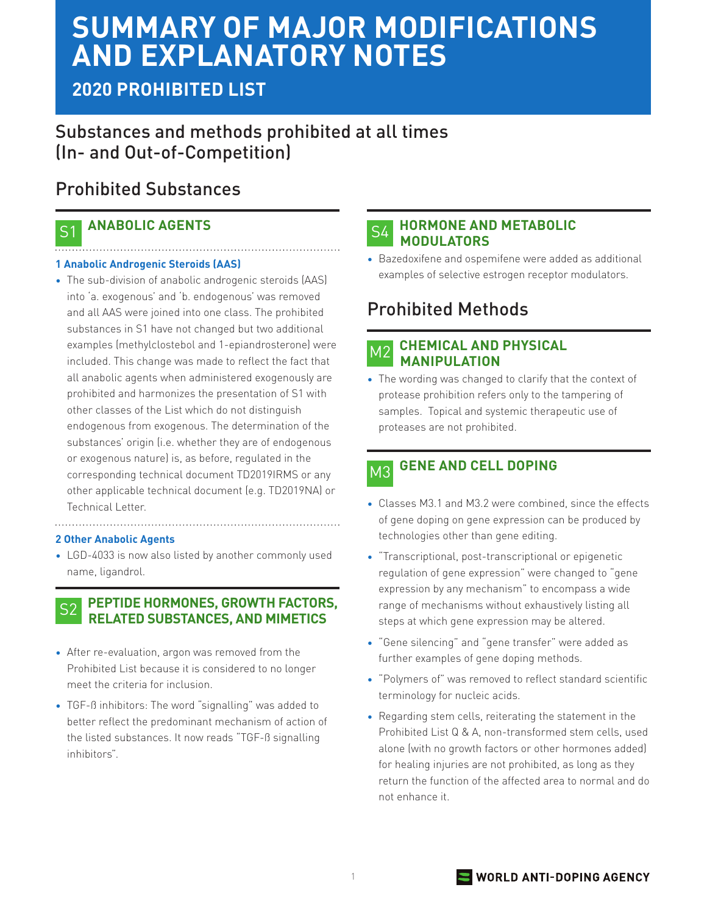# SUMMARY OF MAJOR MODIFICATIONS AND EXPLANATORY NOTES

## 2020 PROHIBITED LIST

## Substances and methods prohibited at all times (In- and Out-of-Competition)

## Prohibited Substances

### S1 ANABOLIC AGENTS

**1 Anabolic Androgenic Steroids (AAS)**

- The sub-division of anabolic androgenic steroids (AAS) into 'a. exogenous' and 'b. endogenous' was removed and all AAS were joined into one class. The prohibited substances in S1 have not changed but two additional examples (methylclostebol and 1-epiandrosterone) were included. This change was made to reflect the fact that all anabolic agents when administered exogenously are prohibited and harmonizes the presentation of S1 with other classes of the List which do not distinguish endogenous from exogenous. The determination of the substances' origin (i.e. whether they are of endogenous or exogenous nature) is, as before, regulated in the corresponding technical document TD2019IRMS or any other applicable technical document (e.g. TD2019NA) or Technical Letter.

**2 Other Anabolic Agents**

- LGD-4033 is now also listed by another commonly used name, ligandrol.

### S2 PEPTIDE HORMONES, GROWTH FACTORS, RELATED SUBSTANCES, AND MIMETICS

- After re-evaluation, argon was removed from the Prohibited List because it is considered to no longer meet the criteria for inclusion.
- TGF-ß inhibitors: The word "signalling" was added to better reflect the predominant mechanism of action of the listed substances. It now reads "TGF-ß signalling inhibitors".

### S4 HORMONE AND METABOLIC MODULATORS

- Bazedoxifene and ospemifene were added as additional examples of selective estrogen receptor modulators.

## Prohibited Methods

### M2 CHEMICAL AND PHYSICAL MANIPULATION

- The wording was changed to clarify that the context of protease prohibition refers only to the tampering of samples. Topical and systemic therapeutic use of proteases are not prohibited.

### M3 GENE AND CELL DOPING

- Classes M3.1 and M3.2 were combined, since the effects of gene doping on gene expression can be produced by technologies other than gene editing.
- "Transcriptional, post-transcriptional or epigenetic regulation of gene expression" were changed to "gene expression by any mechanism" to encompass a wide range of mechanisms without exhaustively listing all steps at which gene expression may be altered.
- "Gene silencing" and "gene transfer" were added as further examples of gene doping methods.
- "Polymers of" was removed to reflect standard scientific terminology for nucleic acids.
- Regarding stem cells, reiterating the statement in the Prohibited List Q & A, non-transformed stem cells, used alone (with no growth factors or other hormones added) for healing injuries are not prohibited, as long as they return the function of the affected area to normal and do not enhance it.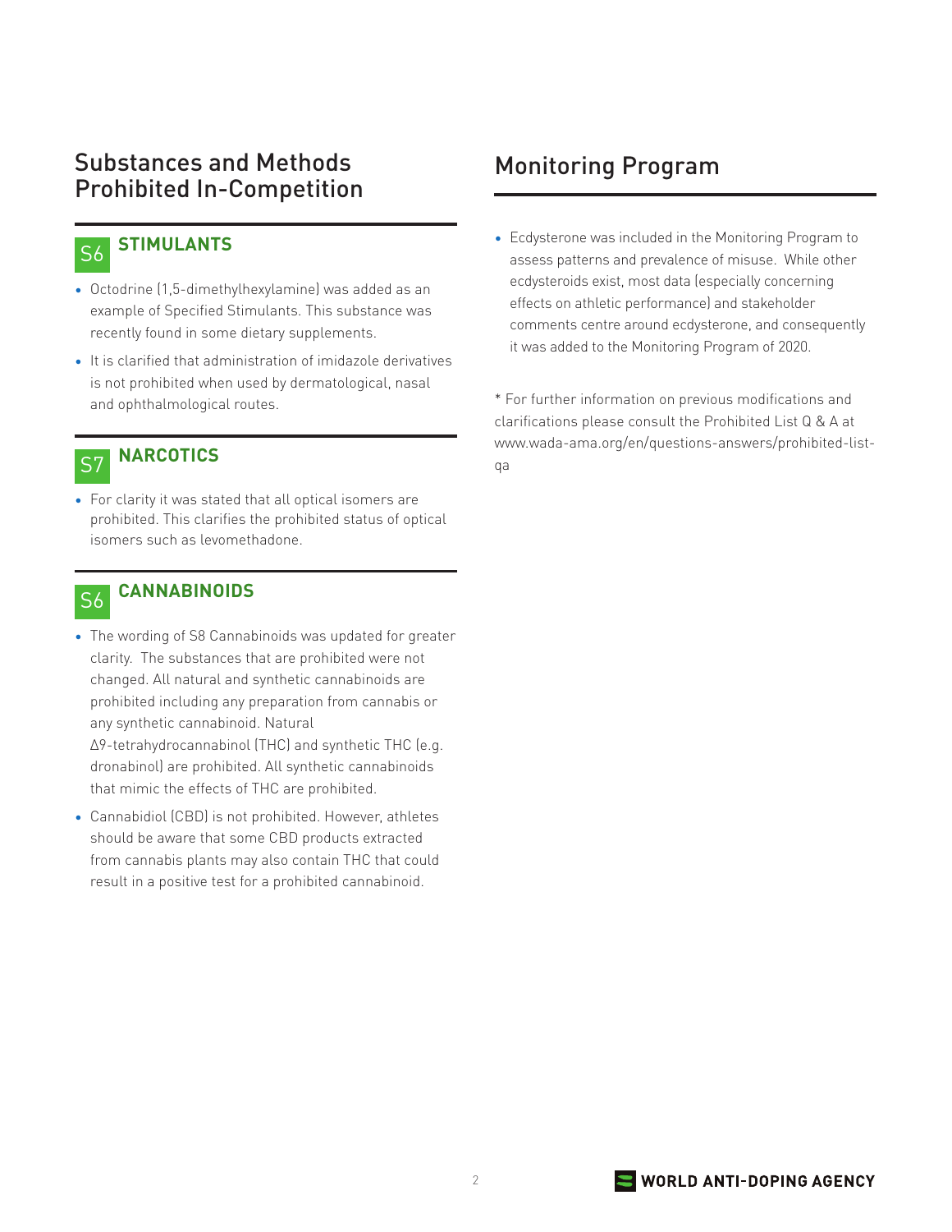## Substances and Methods Prohibited In-Competition

### S6 STIMULANTS

- Octodrine (1,5-dimethylhexylamine) was added as an example of Specified Stimulants. This substance was recently found in some dietary supplements.
- It is clarified that administration of imidazole derivatives is not prohibited when used by dermatological, nasal and ophthalmological routes.

### S7 NARCOTICS

- For clarity it was stated that all optical isomers are prohibited. This clarifies the prohibited status of optical isomers such as levomethadone.

### S6 CANNABINOIDS

- The wording of S8 Cannabinoids was updated for greater clarity. The substances that are prohibited were not changed. All natural and synthetic cannabinoids are prohibited including any preparation from cannabis or any synthetic cannabinoid. Natural Δ9-tetrahydrocannabinol (THC) and synthetic THC (e.g. dronabinol) are prohibited. All synthetic cannabinoids that mimic the effects of THC are prohibited.
- Cannabidiol (CBD) is not prohibited. However, athletes should be aware that some CBD products extracted from cannabis plants may also contain THC that could result in a positive test for a prohibited cannabinoid.

## Monitoring Program

- Ecdysterone was included in the Monitoring Program to assess patterns and prevalence of misuse. While other ecdysteroids exist, most data (especially concerning effects on athletic performance) and stakeholder comments centre around ecdysterone, and consequently it was added to the Monitoring Program of 2020.

* For further information on previous modifications and clarifications please consult the Prohibited List Q & A at www.wada-ama.org/en/questions-answers/prohibited-list-qa